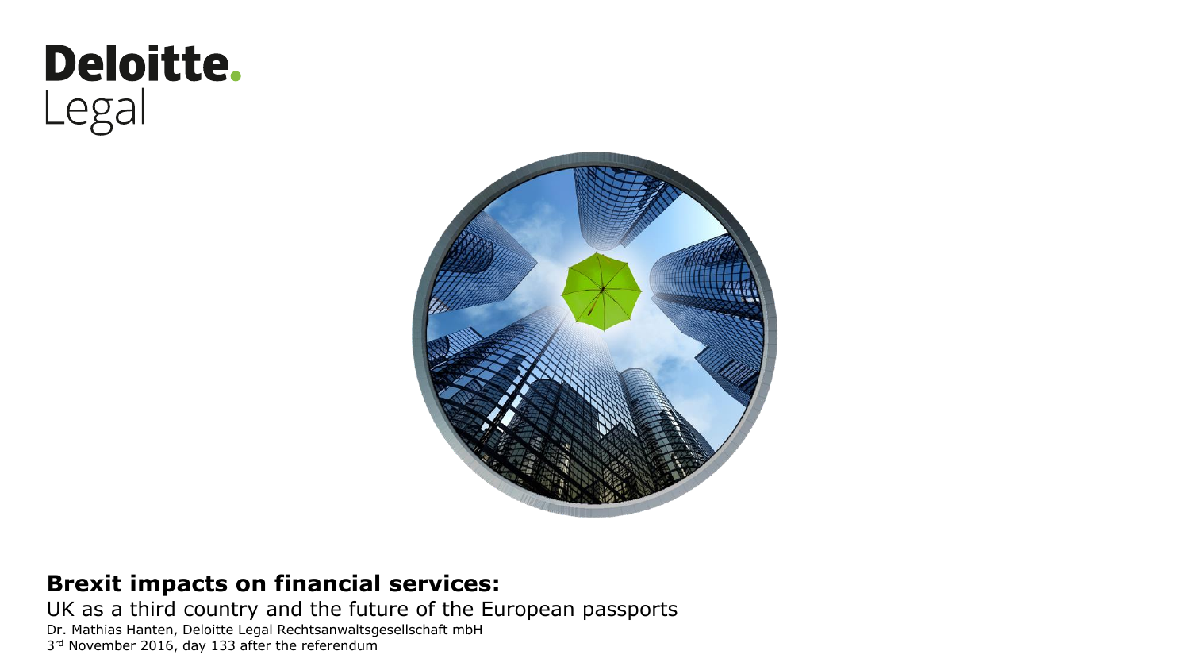Deloitte.
Legal

**Brexit impacts on financial services:**

UK as a third country and the future of the European passports

Dr. Mathias Hanten, Deloitte Legal Rechtsanwaltsgesellschaft mbH

3rd November 2016, day 133 after the referendum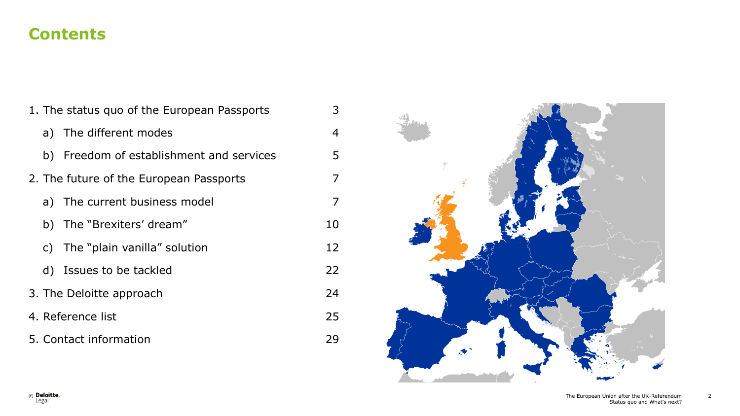## Contents

1. The status quo of the European Passports — 3
   a) The different modes — 4
   b) Freedom of establishment and services — 5
2. The future of the European Passports — 7
   a) The current business model — 7
   b) The "Brexiters' dream" — 10
   c) The "plain vanilla" solution — 12
   d) Issues to be tackled — 22
3. The Deloitte approach — 24
4. Reference list — 25
5. Contact information — 29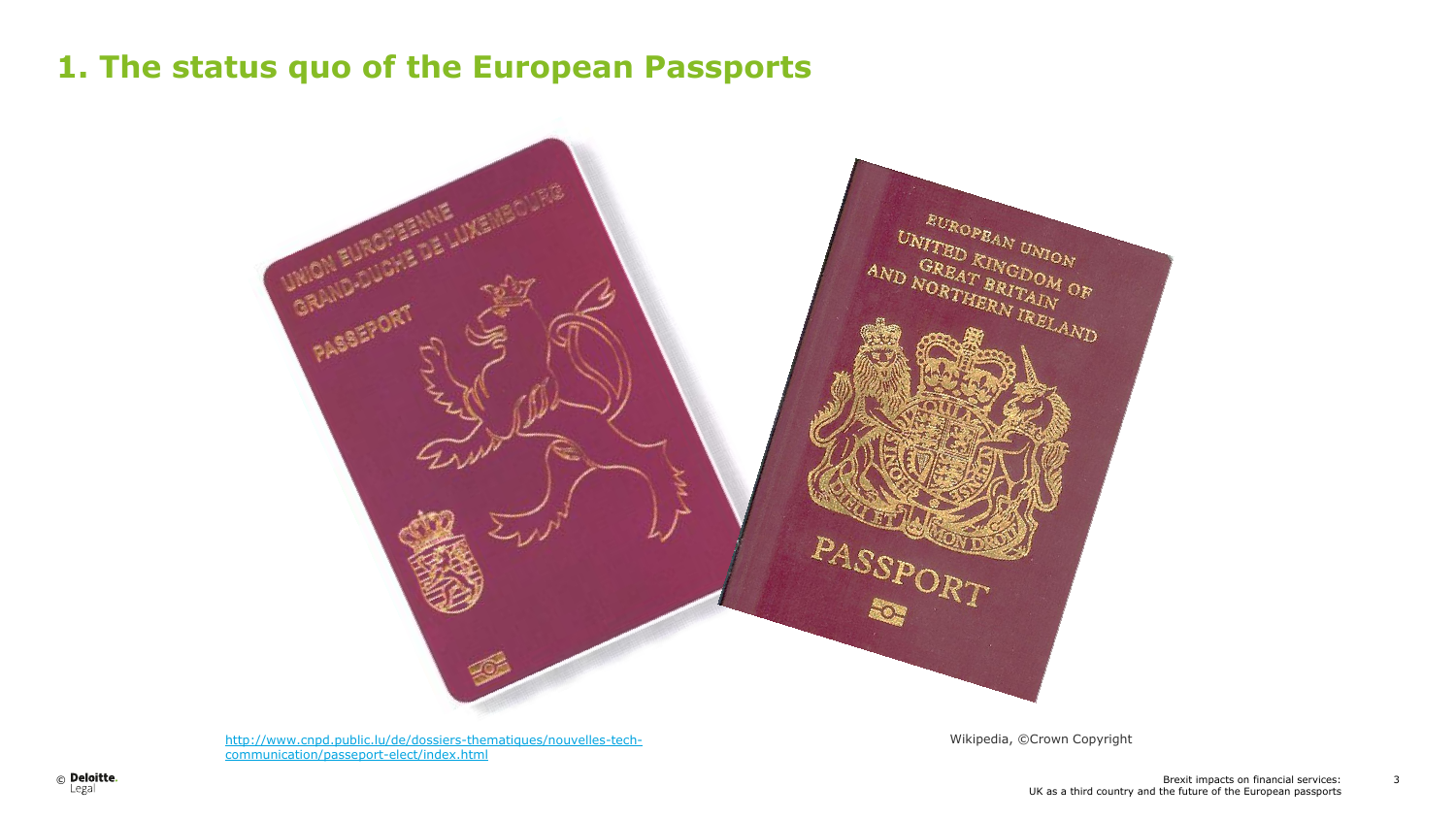# 1. The status quo of the European Passports

[http://www.cnpd.public.lu/de/dossiers-thematiques/nouvelles-tech-communication/passeport-elect/index.html](http://www.cnpd.public.lu/de/dossiers-thematiques/nouvelles-tech-communication/passeport-elect/index.html)

Wikipedia, ©Crown Copyright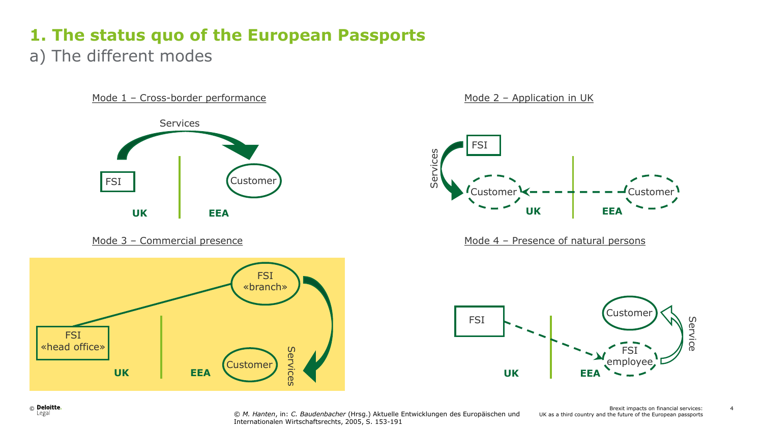# 1. The status quo of the European Passports

## a) The different modes

Mode 1 – Cross-border performance

Services

FSI

Customer

UK

EEA

Mode 2 – Application in UK

FSI

Services

Customer

Customer

UK

EEA

Mode 3 – Commercial presence

FSI «branch»

FSI «head office»

Customer

Services

UK

EEA

Mode 4 – Presence of natural persons

FSI

Customer

FSI employee

Service

UK

EEA

© *M. Hanten*, in: *C. Baudenbacher* (Hrsg.) Aktuelle Entwicklungen des Europäischen und Internationalen Wirtschaftsrechts, 2005, S. 153-191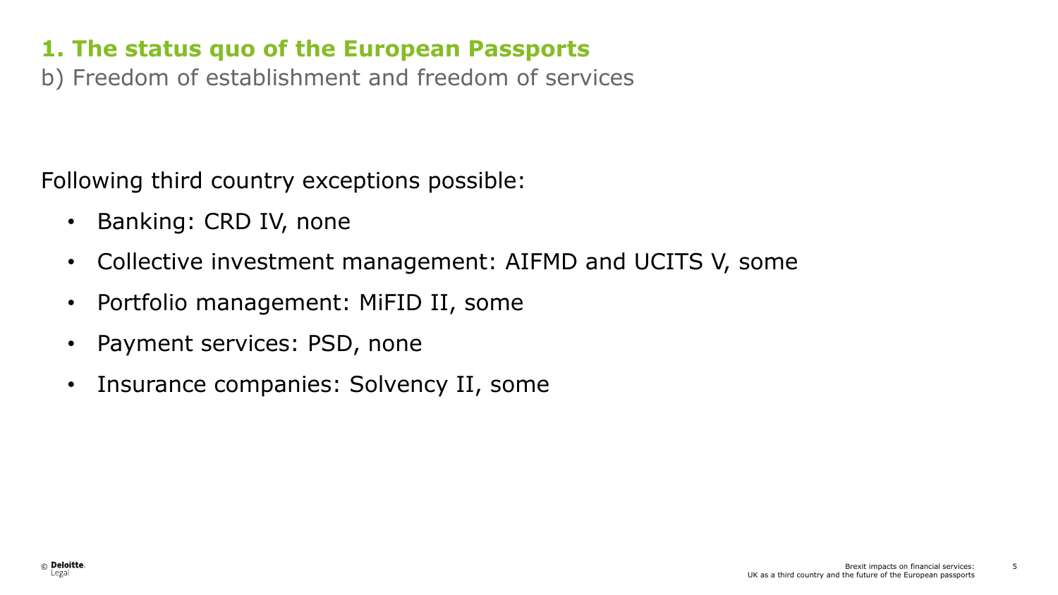## 1. The status quo of the European Passports

b) Freedom of establishment and freedom of services

Following third country exceptions possible:

- Banking: CRD IV, none
- Collective investment management: AIFMD and UCITS V, some
- Portfolio management: MiFID II, some
- Payment services: PSD, none
- Insurance companies: Solvency II, some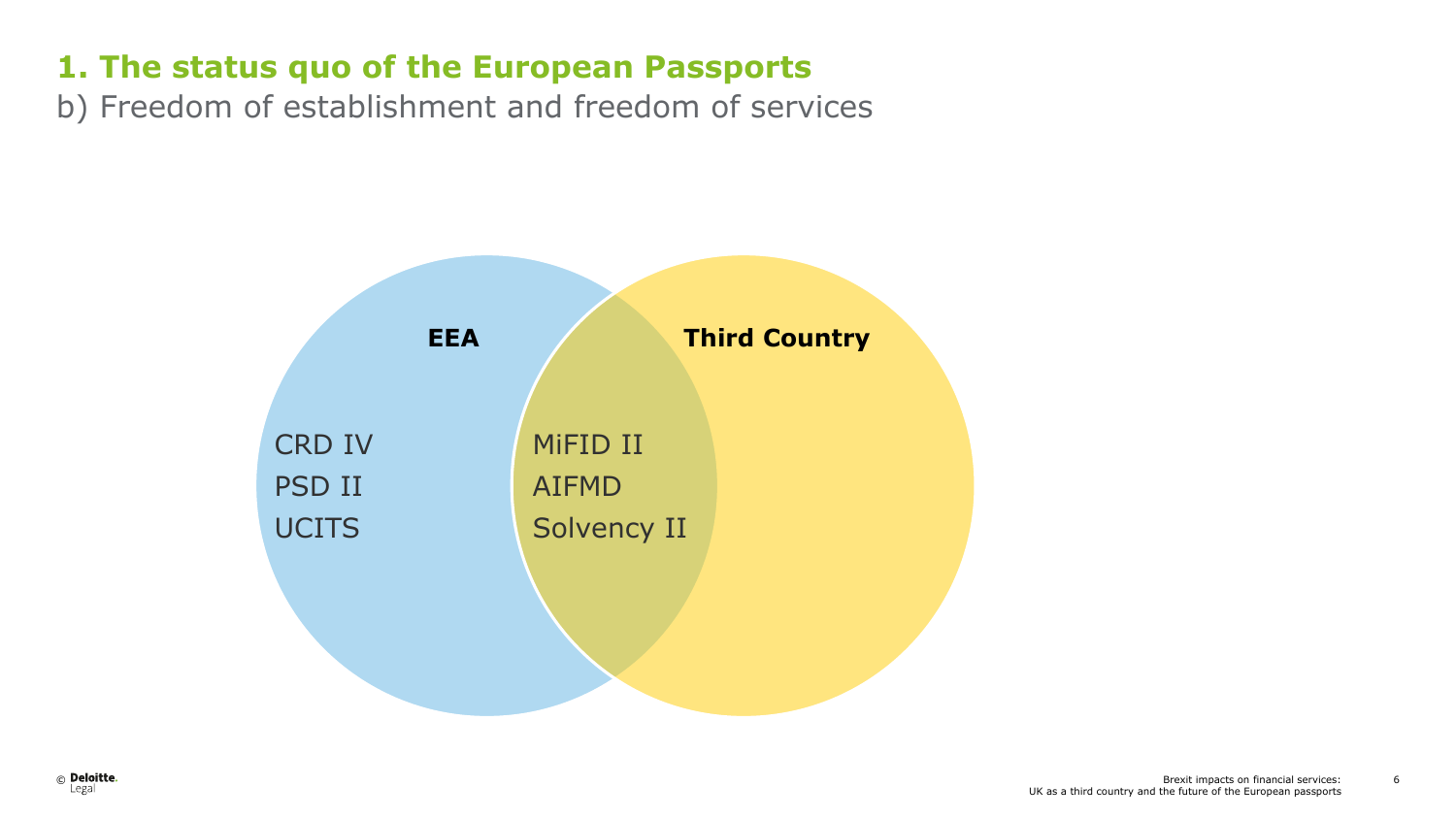# 1. The status quo of the European Passports

## b) Freedom of establishment and freedom of services

**EEA**

CRD IV
PSD II
UCITS

**Third Country**

MiFID II
AIFMD
Solvency II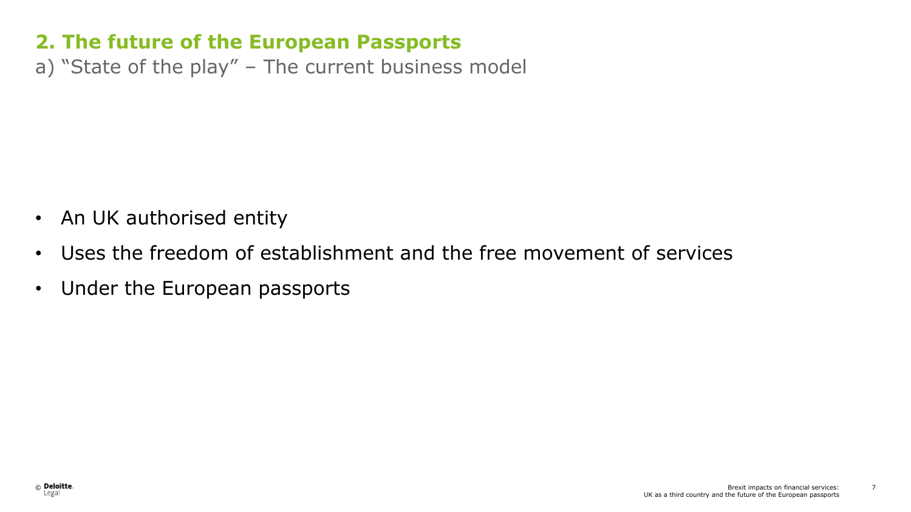## 2. The future of the European Passports

a) "State of the play" – The current business model

- An UK authorised entity
- Uses the freedom of establishment and the free movement of services
- Under the European passports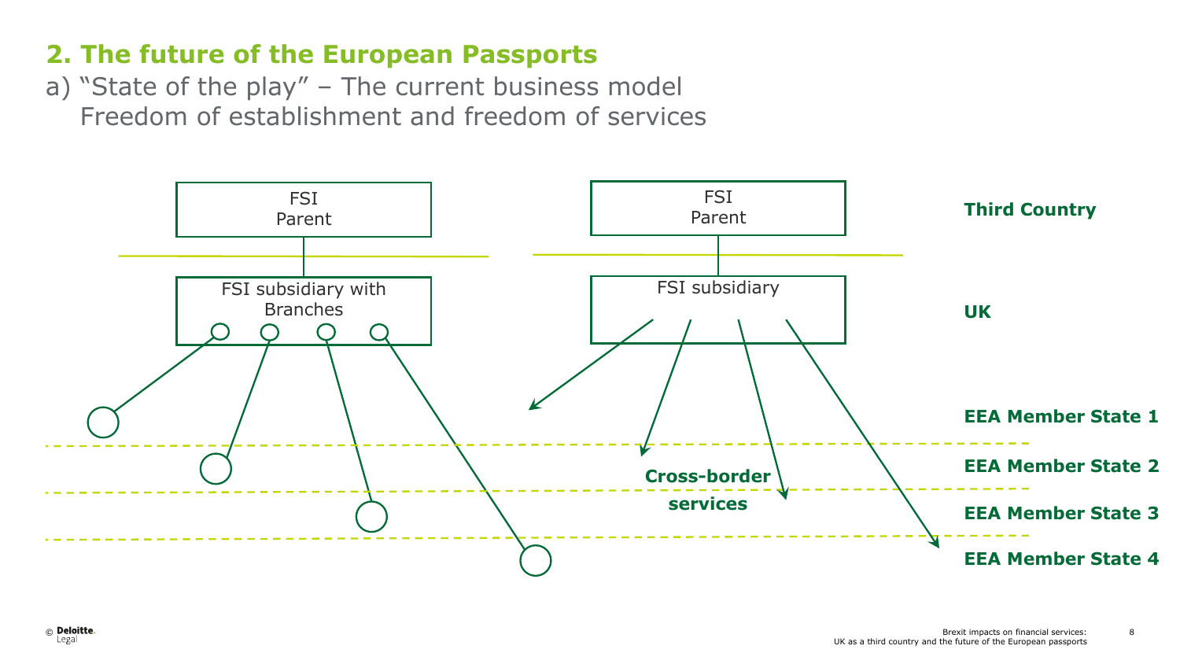## 2. The future of the European Passports

a) "State of the play" – The current business model
Freedom of establishment and freedom of services

FSI Parent

FSI subsidiary with Branches

FSI Parent

FSI subsidiary

Cross-border services

**Third Country**

**UK**

**EEA Member State 1**

**EEA Member State 2**

**EEA Member State 3**

**EEA Member State 4**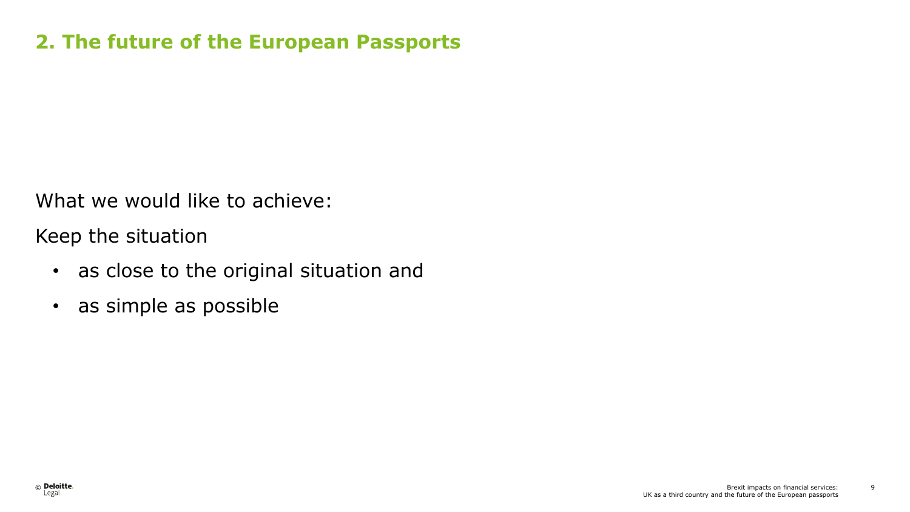## 2. The future of the European Passports

What we would like to achieve:

Keep the situation

- as close to the original situation and
- as simple as possible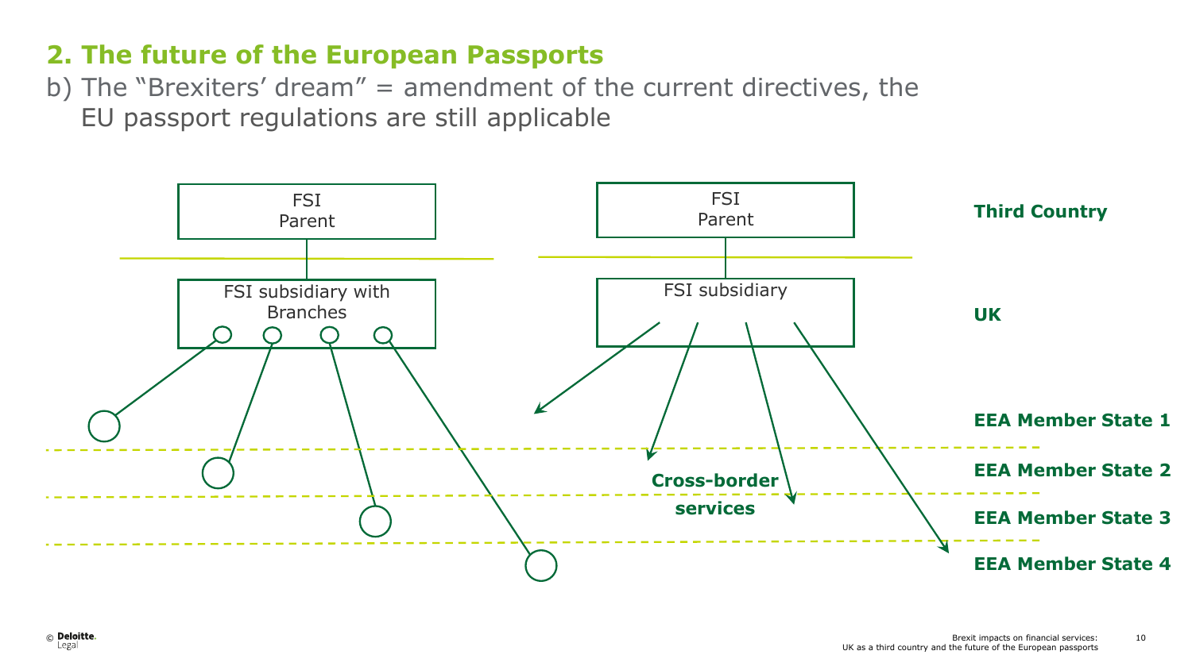## 2. The future of the European Passports

b) The "Brexiters' dream" = amendment of the current directives, the EU passport regulations are still applicable

FSI Parent

FSI subsidiary with Branches

FSI Parent

FSI subsidiary

Cross-border services

**Third Country**

**UK**

**EEA Member State 1**

**EEA Member State 2**

**EEA Member State 3**

**EEA Member State 4**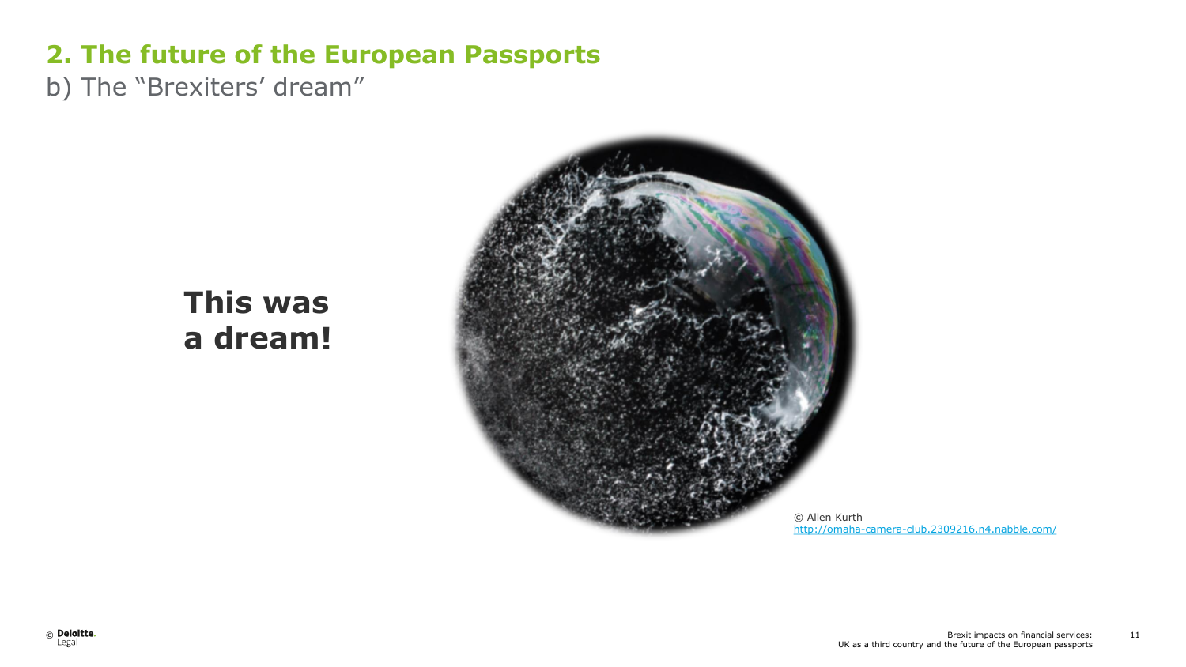## 2. The future of the European Passports

b) The “Brexiters’ dream”

**This was a dream!**

© Allen Kurth
http://omaha-camera-club.2309216.n4.nabble.com/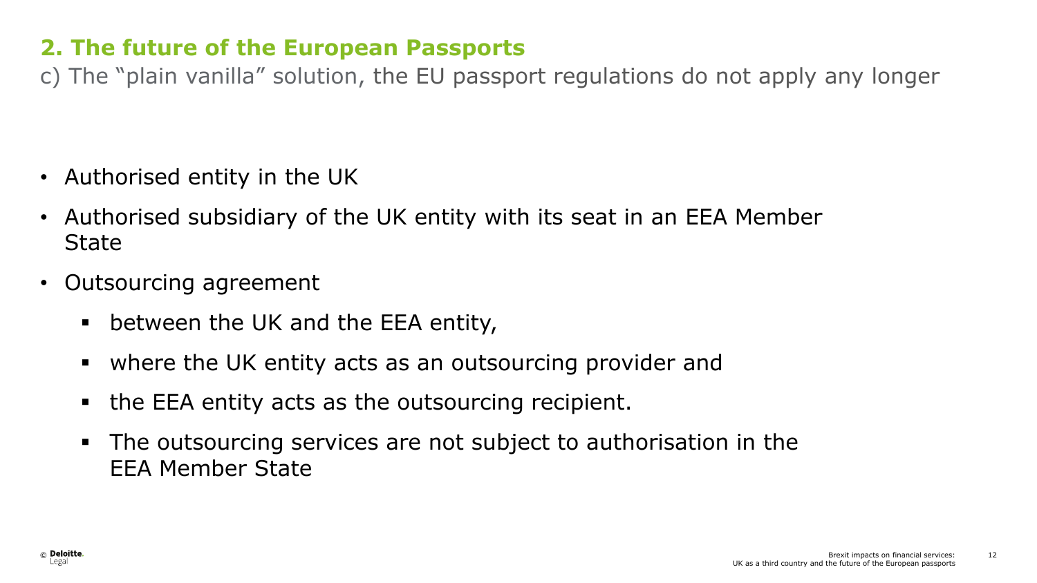## 2. The future of the European Passports

c) The "plain vanilla" solution, the EU passport regulations do not apply any longer

- Authorised entity in the UK
- Authorised subsidiary of the UK entity with its seat in an EEA Member State
- Outsourcing agreement
  - between the UK and the EEA entity,
  - where the UK entity acts as an outsourcing provider and
  - the EEA entity acts as the outsourcing recipient.
  - The outsourcing services are not subject to authorisation in the EEA Member State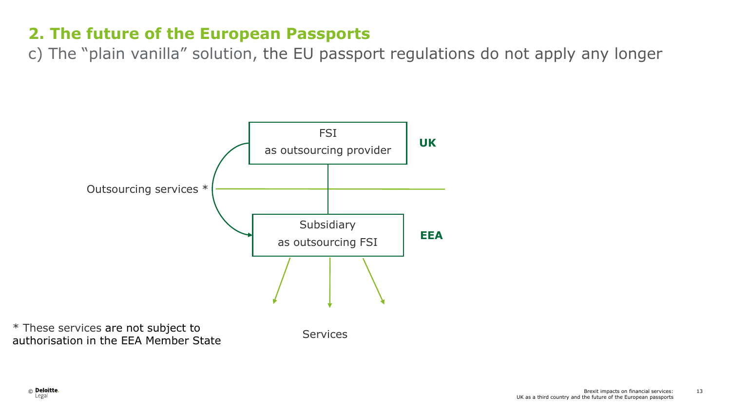## 2. The future of the European Passports

c) The "plain vanilla" solution, the EU passport regulations do not apply any longer

FSI
as outsourcing provider

**UK**

Outsourcing services *

Subsidiary
as outsourcing FSI

**EEA**

Services

* These services are not subject to authorisation in the EEA Member State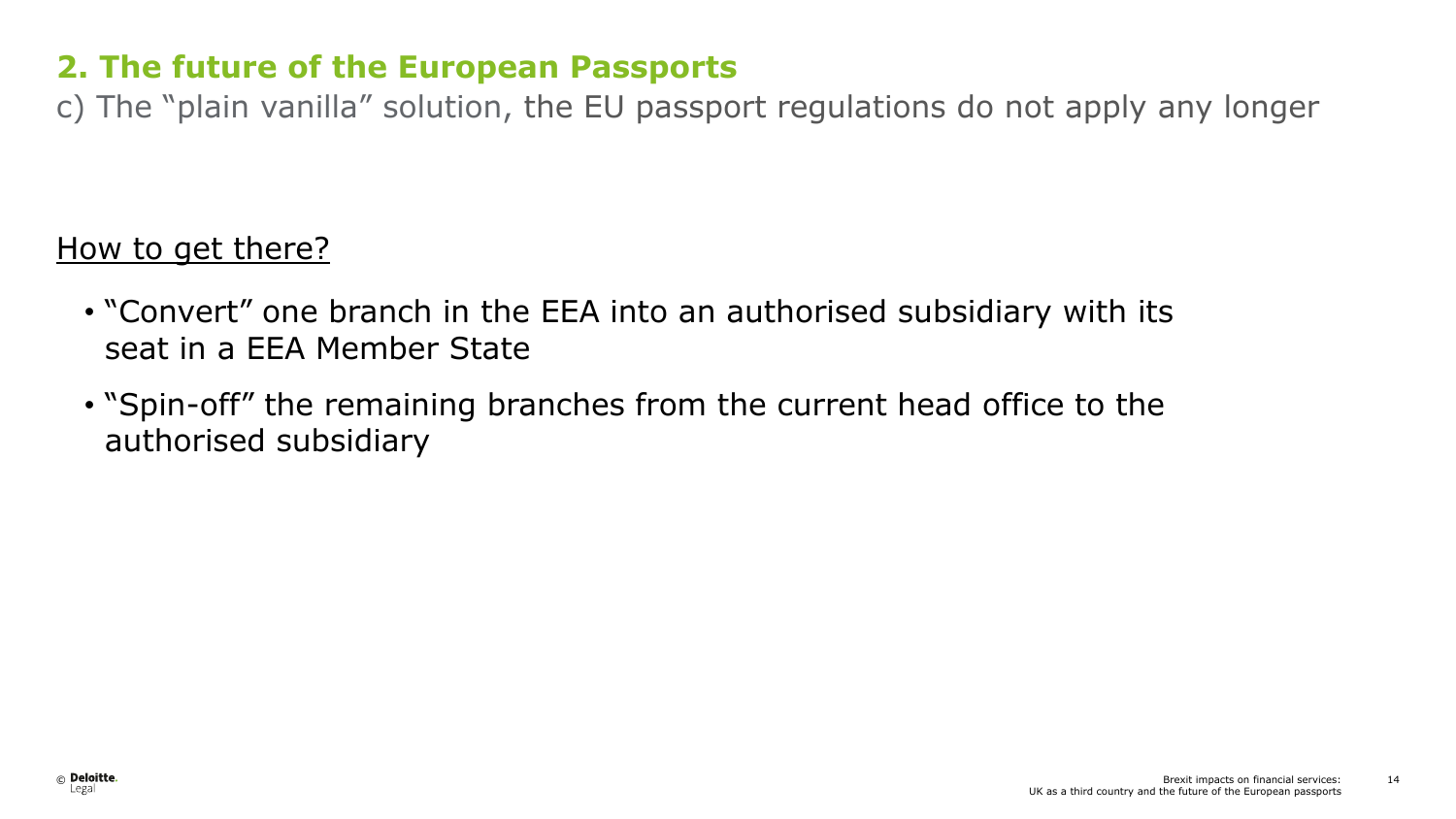## 2. The future of the European Passports

c) The "plain vanilla" solution, the EU passport regulations do not apply any longer

How to get there?

- "Convert" one branch in the EEA into an authorised subsidiary with its seat in a EEA Member State
- "Spin-off" the remaining branches from the current head office to the authorised subsidiary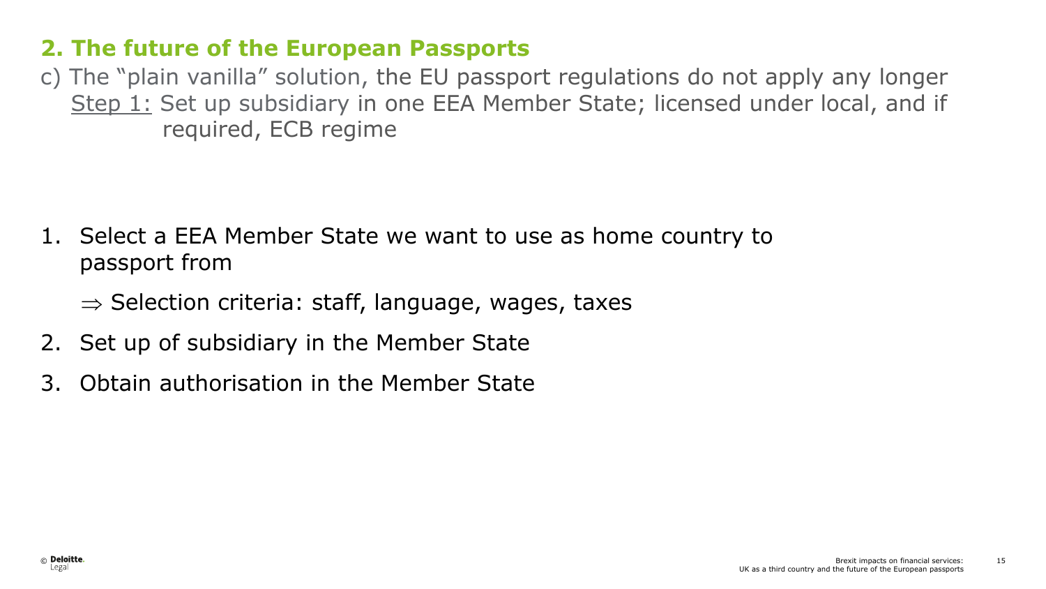## 2. The future of the European Passports

c) The "plain vanilla" solution, the EU passport regulations do not apply any longer

Step 1: Set up subsidiary in one EEA Member State; licensed under local, and if required, ECB regime

1. Select a EEA Member State we want to use as home country to passport from

   $\Rightarrow$ Selection criteria: staff, language, wages, taxes

2. Set up of subsidiary in the Member State
3. Obtain authorisation in the Member State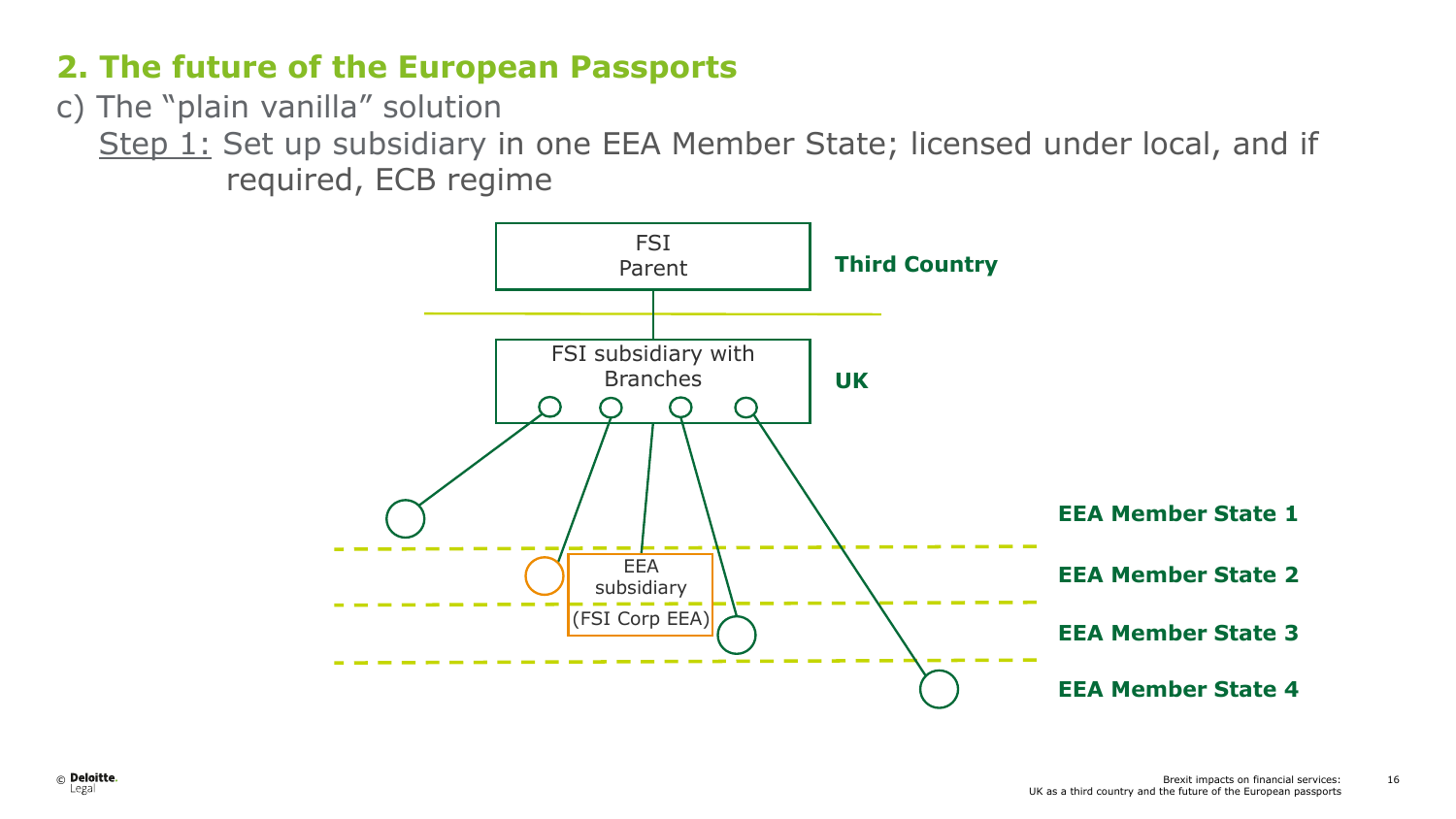## 2. The future of the European Passports

c) The "plain vanilla" solution

Step 1: Set up subsidiary in one EEA Member State; licensed under local, and if required, ECB regime

FSI Parent

Third Country

FSI subsidiary with Branches

UK

EEA subsidiary (FSI Corp EEA)

EEA Member State 1

EEA Member State 2

EEA Member State 3

EEA Member State 4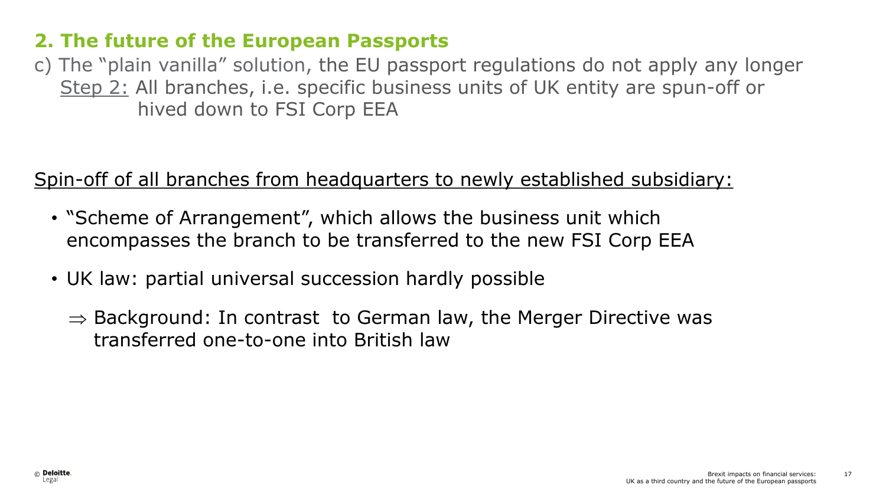## 2. The future of the European Passports

c) The "plain vanilla" solution, the EU passport regulations do not apply any longer
Step 2: All branches, i.e. specific business units of UK entity are spun-off or hived down to FSI Corp EEA

Spin-off of all branches from headquarters to newly established subsidiary:

- "Scheme of Arrangement", which allows the business unit which encompasses the branch to be transferred to the new FSI Corp EEA
- UK law: partial universal succession hardly possible
  - ⇒ Background: In contrast to German law, the Merger Directive was transferred one-to-one into British law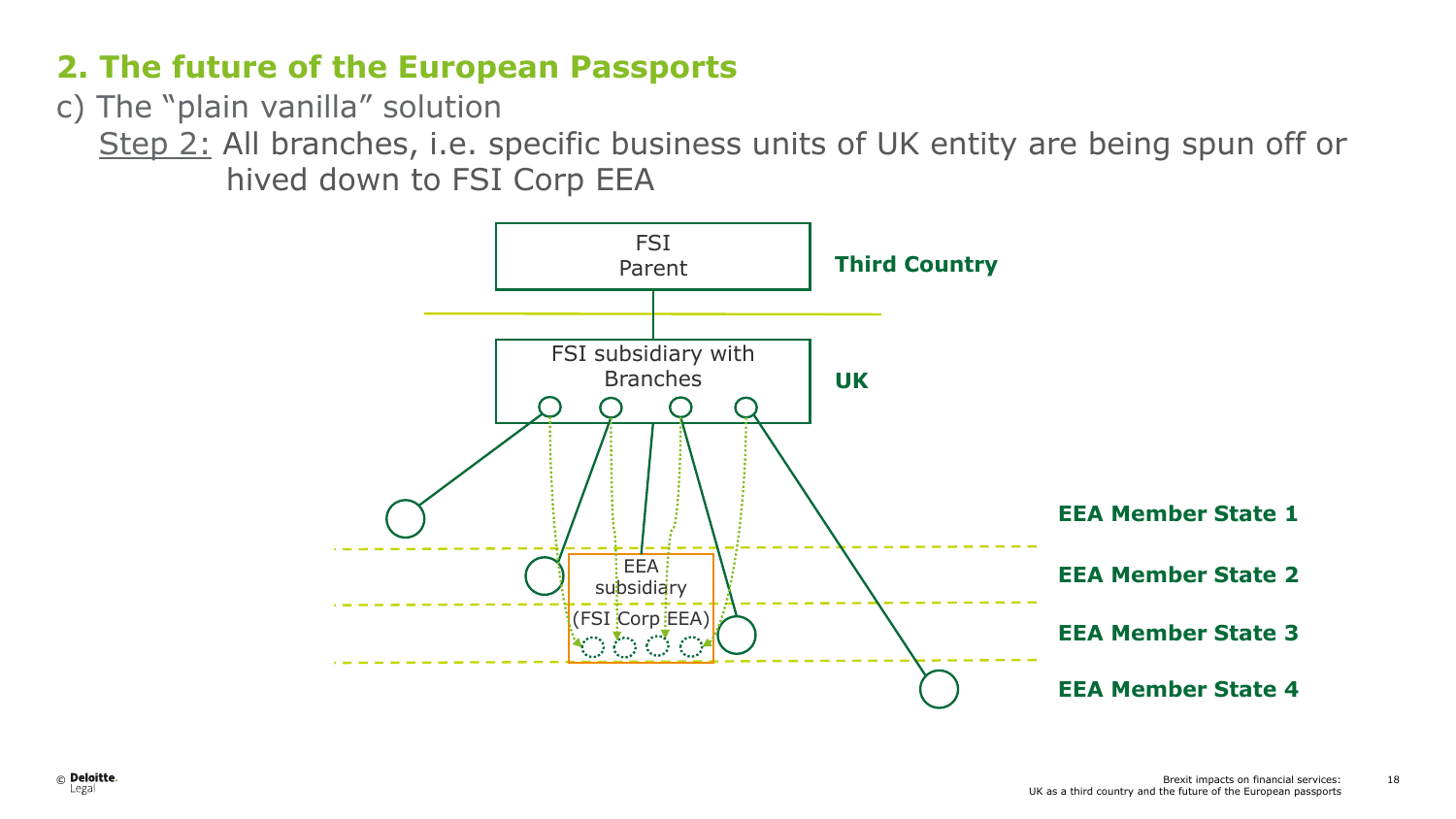## 2. The future of the European Passports

c) The "plain vanilla" solution

Step 2: All branches, i.e. specific business units of UK entity are being spun off or hived down to FSI Corp EEA

FSI Parent — **Third Country**

FSI subsidiary with Branches — **UK**

EEA subsidiary (FSI Corp EEA)

**EEA Member State 1**

**EEA Member State 2**

**EEA Member State 3**

**EEA Member State 4**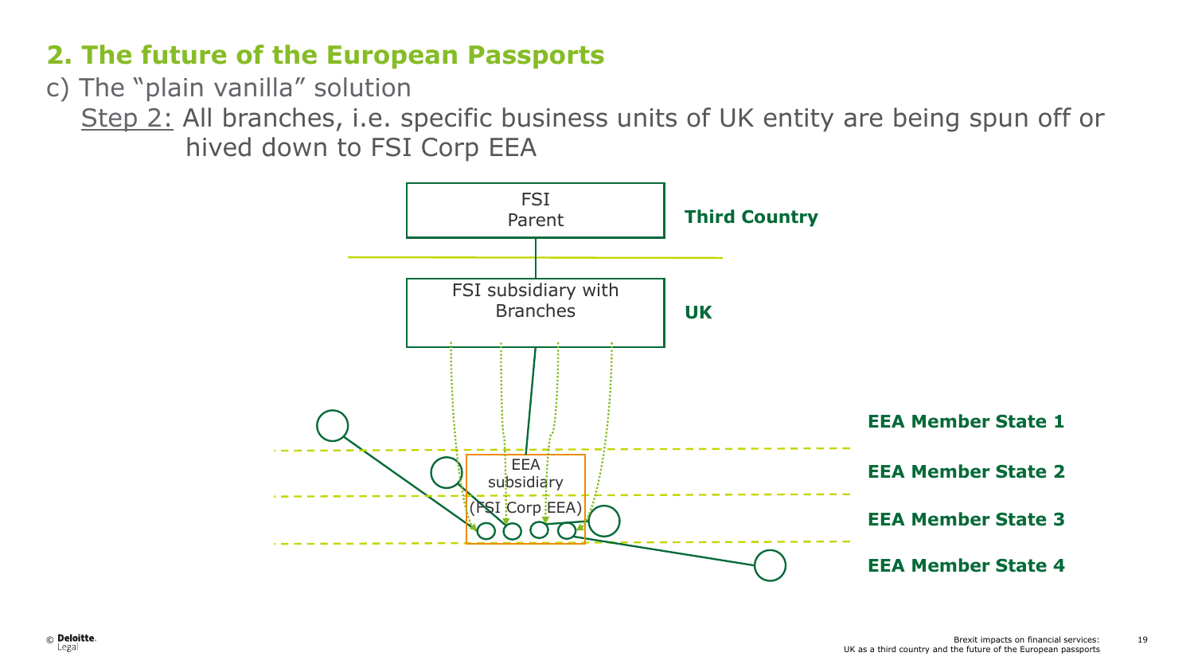## 2. The future of the European Passports

c) The "plain vanilla" solution

Step 2: All branches, i.e. specific business units of UK entity are being spun off or hived down to FSI Corp EEA

FSI Parent

**Third Country**

FSI subsidiary with Branches

**UK**

EEA subsidiary (FSI Corp EEA)

**EEA Member State 1**

**EEA Member State 2**

**EEA Member State 3**

**EEA Member State 4**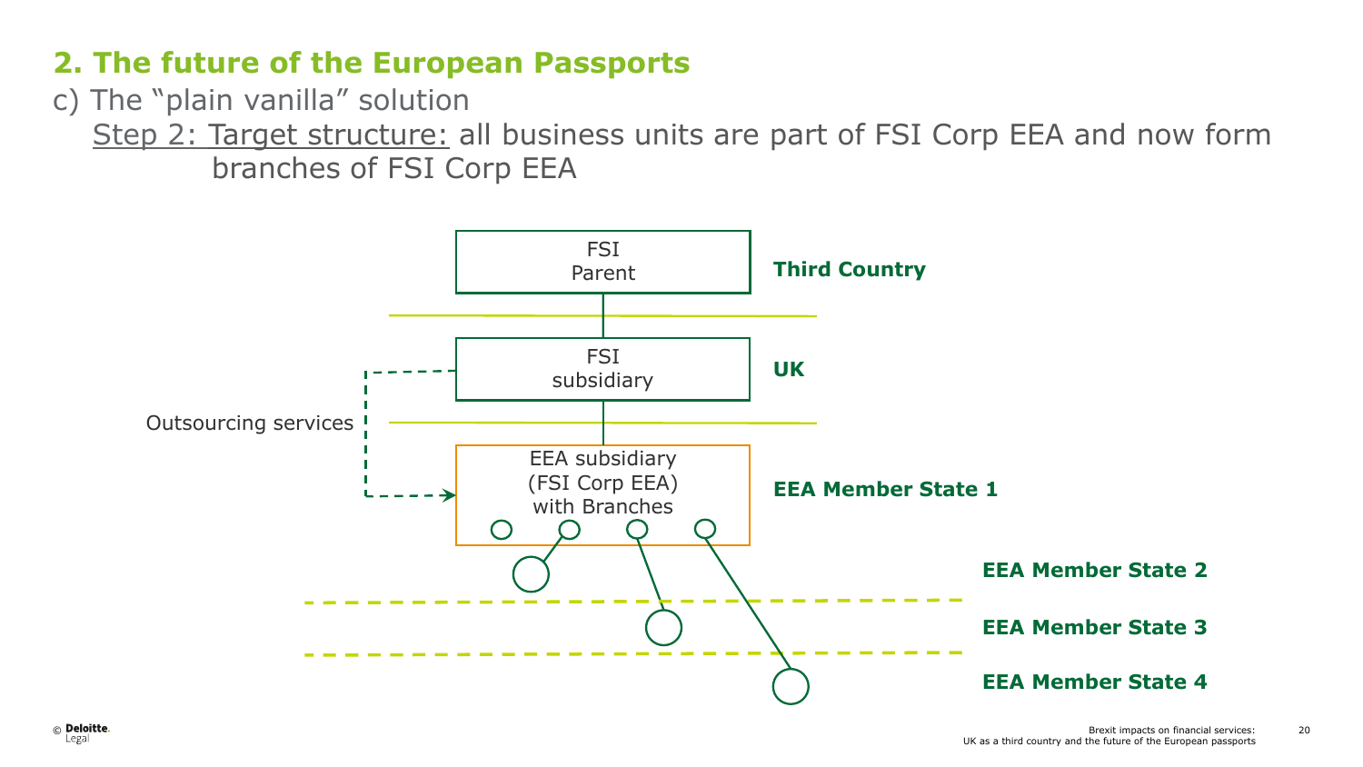## 2. The future of the European Passports

c) The "plain vanilla" solution

Step 2: Target structure: all business units are part of FSI Corp EEA and now form branches of FSI Corp EEA

FSI Parent — **Third Country**

FSI subsidiary — **UK**

Outsourcing services

EEA subsidiary (FSI Corp EEA) with Branches — **EEA Member State 1**

**EEA Member State 2**

**EEA Member State 3**

**EEA Member State 4**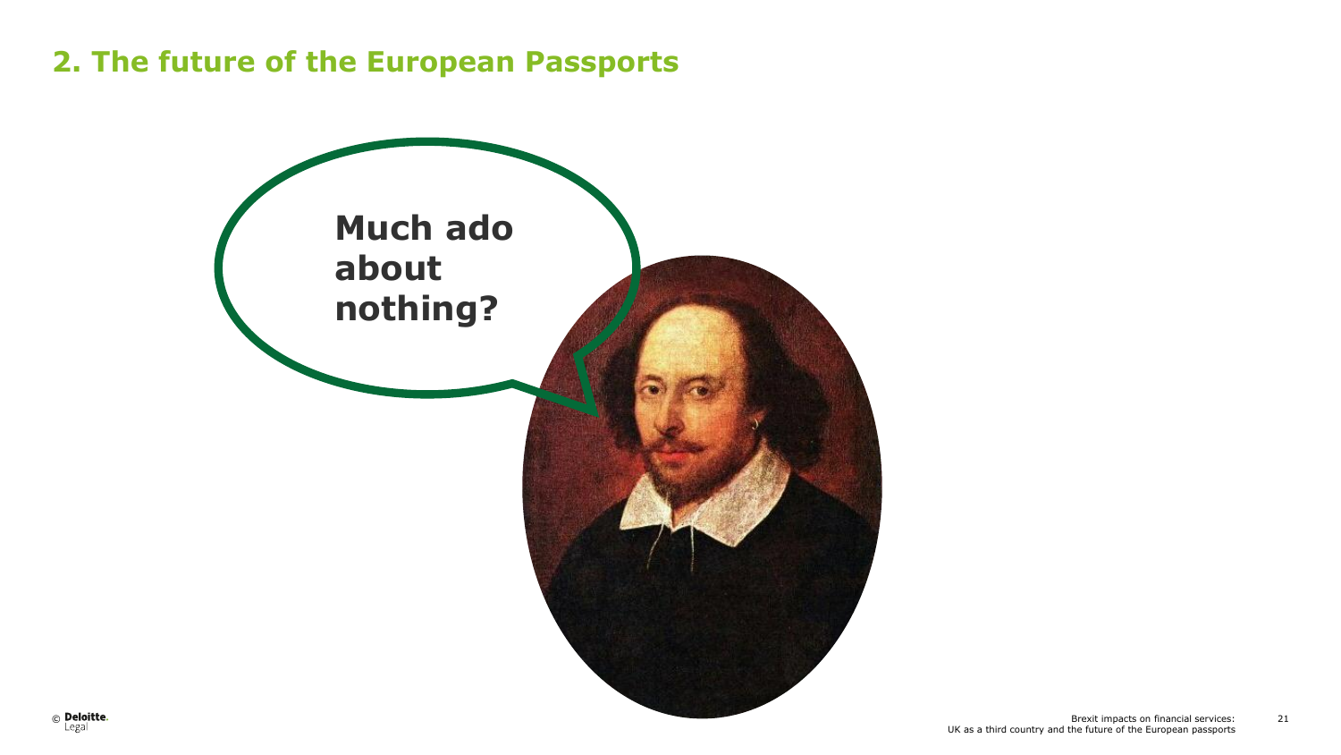## 2. The future of the European Passports

**Much ado about nothing?**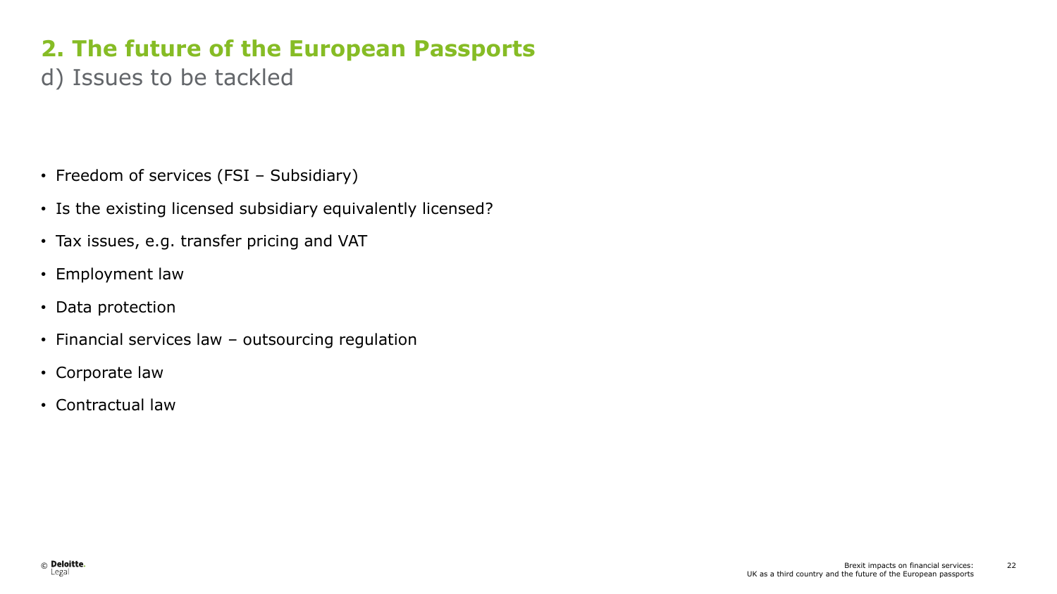## 2. The future of the European Passports

### d) Issues to be tackled

- Freedom of services (FSI – Subsidiary)
- Is the existing licensed subsidiary equivalently licensed?
- Tax issues, e.g. transfer pricing and VAT
- Employment law
- Data protection
- Financial services law – outsourcing regulation
- Corporate law
- Contractual law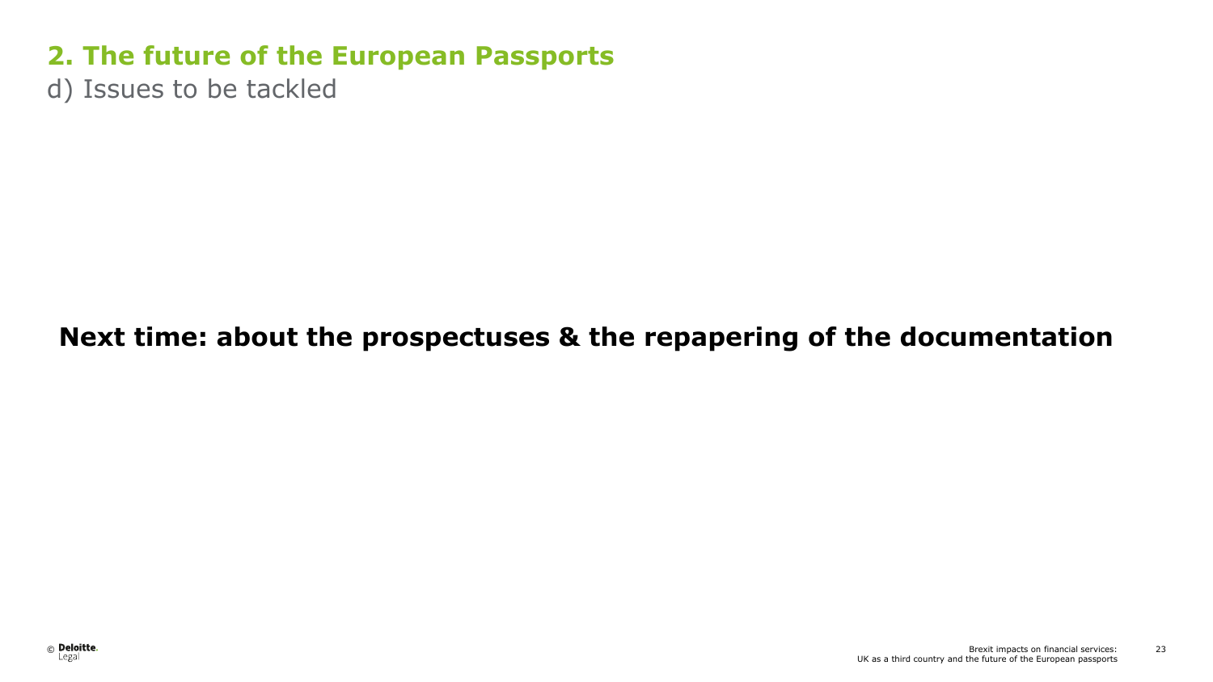## 2. The future of the European Passports

d) Issues to be tackled

**Next time: about the prospectuses & the repapering of the documentation**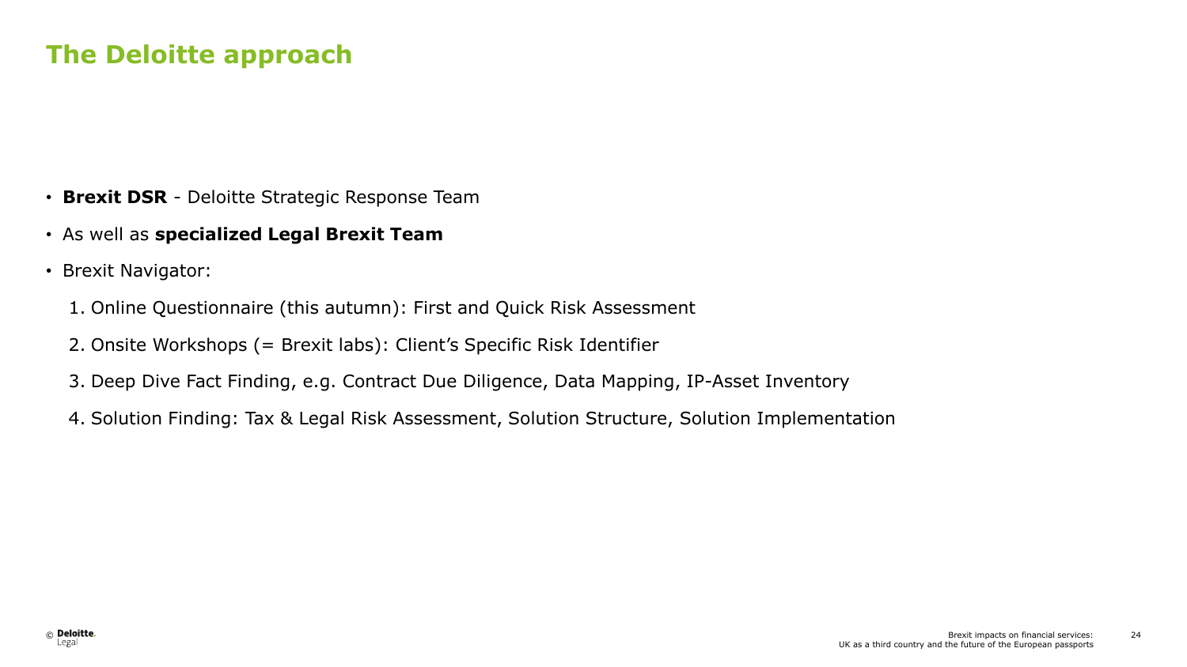# The Deloitte approach

- **Brexit DSR** - Deloitte Strategic Response Team
- As well as **specialized Legal Brexit Team**
- Brexit Navigator:
  1. Online Questionnaire (this autumn): First and Quick Risk Assessment
  2. Onsite Workshops (= Brexit labs): Client's Specific Risk Identifier
  3. Deep Dive Fact Finding, e.g. Contract Due Diligence, Data Mapping, IP-Asset Inventory
  4. Solution Finding: Tax & Legal Risk Assessment, Solution Structure, Solution Implementation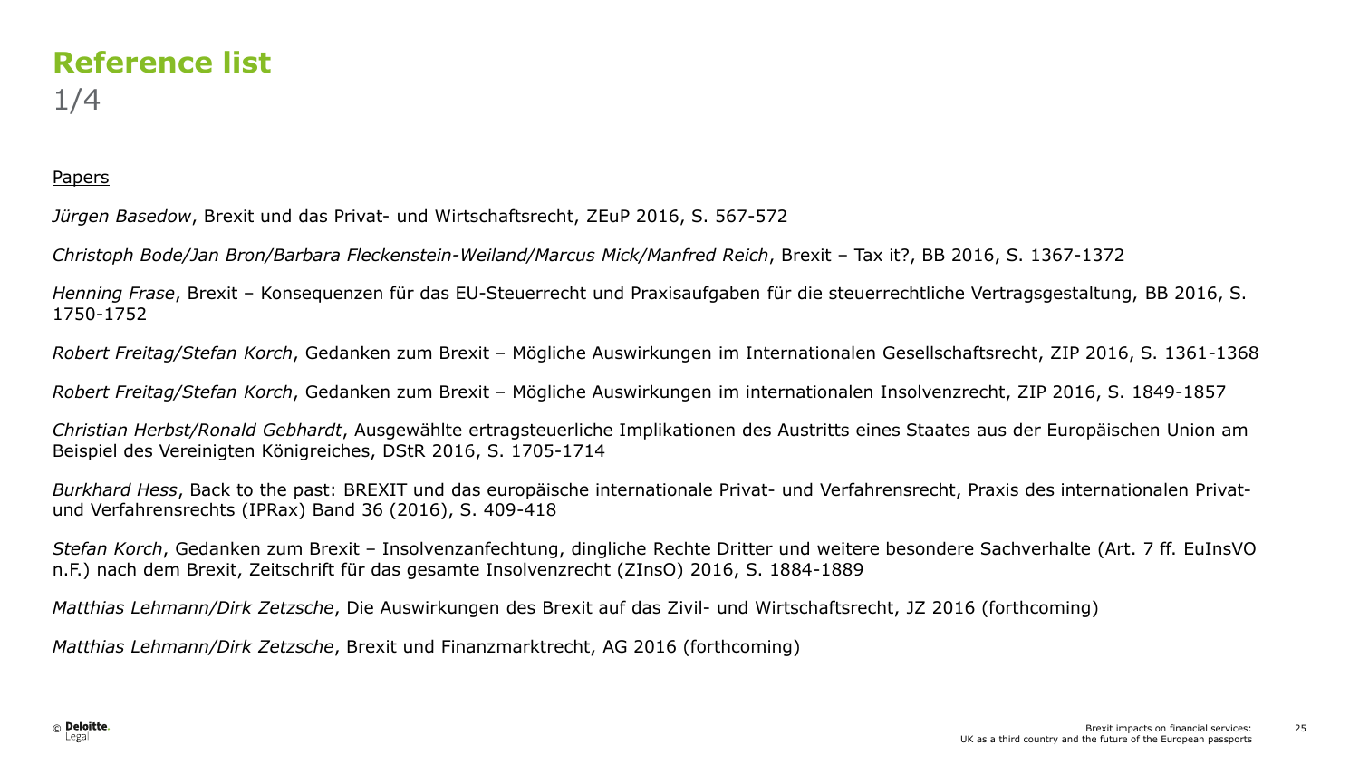# Reference list

1/4

Papers

*Jürgen Basedow*, Brexit und das Privat- und Wirtschaftsrecht, ZEuP 2016, S. 567-572

*Christoph Bode/Jan Bron/Barbara Fleckenstein-Weiland/Marcus Mick/Manfred Reich*, Brexit – Tax it?, BB 2016, S. 1367-1372

*Henning Frase*, Brexit – Konsequenzen für das EU-Steuerrecht und Praxisaufgaben für die steuerrechtliche Vertragsgestaltung, BB 2016, S. 1750-1752

*Robert Freitag/Stefan Korch*, Gedanken zum Brexit – Mögliche Auswirkungen im Internationalen Gesellschaftsrecht, ZIP 2016, S. 1361-1368

*Robert Freitag/Stefan Korch*, Gedanken zum Brexit – Mögliche Auswirkungen im internationalen Insolvenzrecht, ZIP 2016, S. 1849-1857

*Christian Herbst/Ronald Gebhardt*, Ausgewählte ertragsteuerliche Implikationen des Austritts eines Staates aus der Europäischen Union am Beispiel des Vereinigten Königreiches, DStR 2016, S. 1705-1714

*Burkhard Hess*, Back to the past: BREXIT und das europäische internationale Privat- und Verfahrensrecht, Praxis des internationalen Privat- und Verfahrensrechts (IPRax) Band 36 (2016), S. 409-418

*Stefan Korch*, Gedanken zum Brexit – Insolvenzanfechtung, dingliche Rechte Dritter und weitere besondere Sachverhalte (Art. 7 ff. EuInsVO n.F.) nach dem Brexit, Zeitschrift für das gesamte Insolvenzrecht (ZInsO) 2016, S. 1884-1889

*Matthias Lehmann/Dirk Zetzsche*, Die Auswirkungen des Brexit auf das Zivil- und Wirtschaftsrecht, JZ 2016 (forthcoming)

*Matthias Lehmann/Dirk Zetzsche*, Brexit und Finanzmarktrecht, AG 2016 (forthcoming)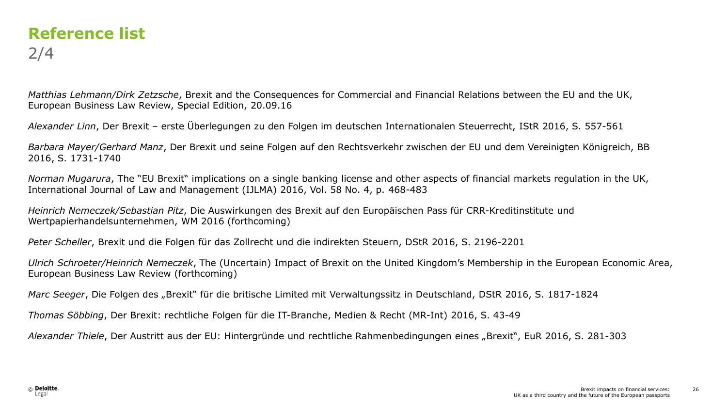# Reference list

2/4

*Matthias Lehmann/Dirk Zetzsche*, Brexit and the Consequences for Commercial and Financial Relations between the EU and the UK, European Business Law Review, Special Edition, 20.09.16

*Alexander Linn*, Der Brexit – erste Überlegungen zu den Folgen im deutschen Internationalen Steuerrecht, IStR 2016, S. 557-561

*Barbara Mayer/Gerhard Manz*, Der Brexit und seine Folgen auf den Rechtsverkehr zwischen der EU und dem Vereinigten Königreich, BB 2016, S. 1731-1740

*Norman Mugarura*, The "EU Brexit" implications on a single banking license and other aspects of financial markets regulation in the UK, International Journal of Law and Management (IJLMA) 2016, Vol. 58 No. 4, p. 468-483

*Heinrich Nemeczek/Sebastian Pitz*, Die Auswirkungen des Brexit auf den Europäischen Pass für CRR-Kreditinstitute und Wertpapierhandelsunternehmen, WM 2016 (forthcoming)

*Peter Scheller*, Brexit und die Folgen für das Zollrecht und die indirekten Steuern, DStR 2016, S. 2196-2201

*Ulrich Schroeter/Heinrich Nemeczek*, The (Uncertain) Impact of Brexit on the United Kingdom's Membership in the European Economic Area, European Business Law Review (forthcoming)

*Marc Seeger*, Die Folgen des „Brexit" für die britische Limited mit Verwaltungssitz in Deutschland, DStR 2016, S. 1817-1824

*Thomas Söbbing*, Der Brexit: rechtliche Folgen für die IT-Branche, Medien & Recht (MR-Int) 2016, S. 43-49

*Alexander Thiele*, Der Austritt aus der EU: Hintergründe und rechtliche Rahmenbedingungen eines „Brexit", EuR 2016, S. 281-303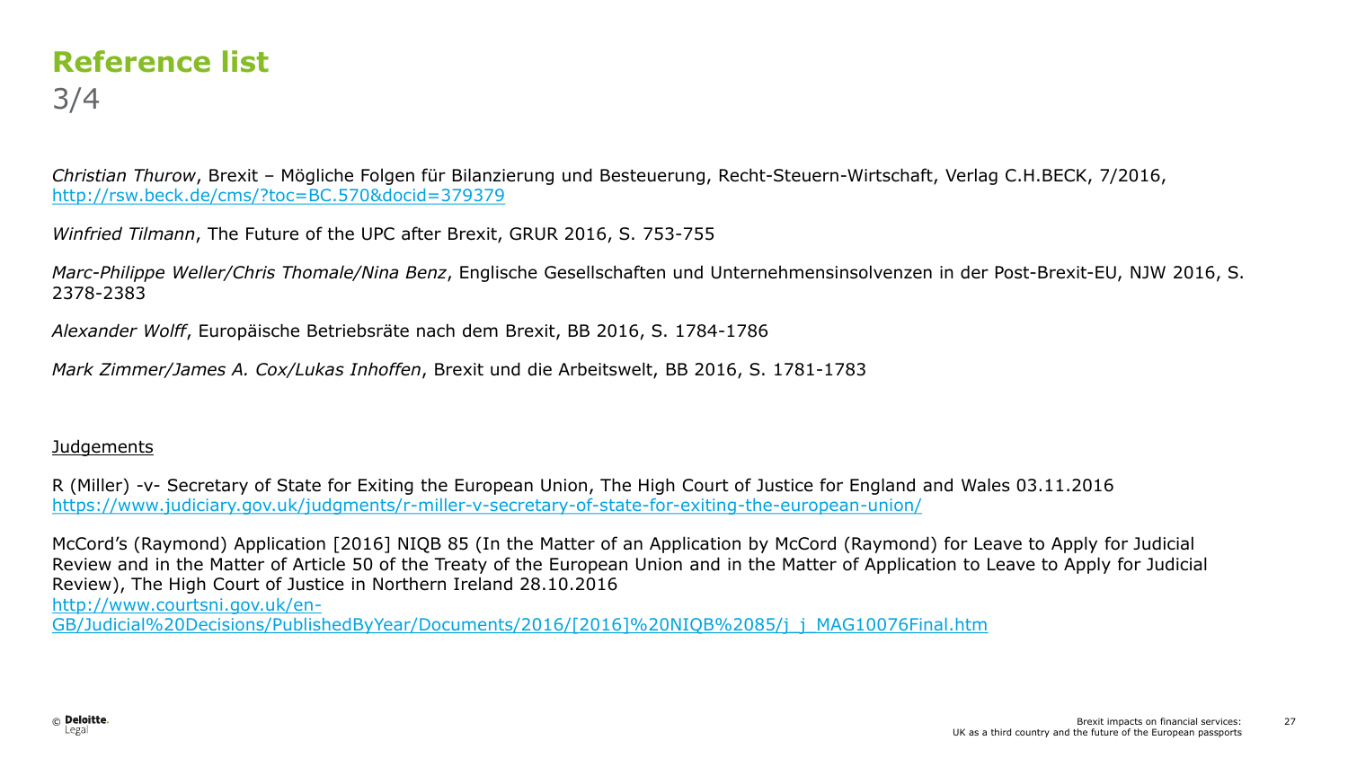# Reference list

3/4

*Christian Thurow*, Brexit – Mögliche Folgen für Bilanzierung und Besteuerung, Recht-Steuern-Wirtschaft, Verlag C.H.BECK, 7/2016, http://rsw.beck.de/cms/?toc=BC.570&docid=379379

*Winfried Tilmann*, The Future of the UPC after Brexit, GRUR 2016, S. 753-755

*Marc-Philippe Weller/Chris Thomale/Nina Benz*, Englische Gesellschaften und Unternehmensinsolvenzen in der Post-Brexit-EU, NJW 2016, S. 2378-2383

*Alexander Wolff*, Europäische Betriebsräte nach dem Brexit, BB 2016, S. 1784-1786

*Mark Zimmer/James A. Cox/Lukas Inhoffen*, Brexit und die Arbeitswelt, BB 2016, S. 1781-1783

Judgements

R (Miller) -v- Secretary of State for Exiting the European Union, The High Court of Justice for England and Wales 03.11.2016 https://www.judiciary.gov.uk/judgments/r-miller-v-secretary-of-state-for-exiting-the-european-union/

McCord's (Raymond) Application [2016] NIQB 85 (In the Matter of an Application by McCord (Raymond) for Leave to Apply for Judicial Review and in the Matter of Article 50 of the Treaty of the European Union and in the Matter of Application to Leave to Apply for Judicial Review), The High Court of Justice in Northern Ireland 28.10.2016 http://www.courtsni.gov.uk/en-GB/Judicial%20Decisions/PublishedByYear/Documents/2016/[2016]%20NIQB%2085/j_j_MAG10076Final.htm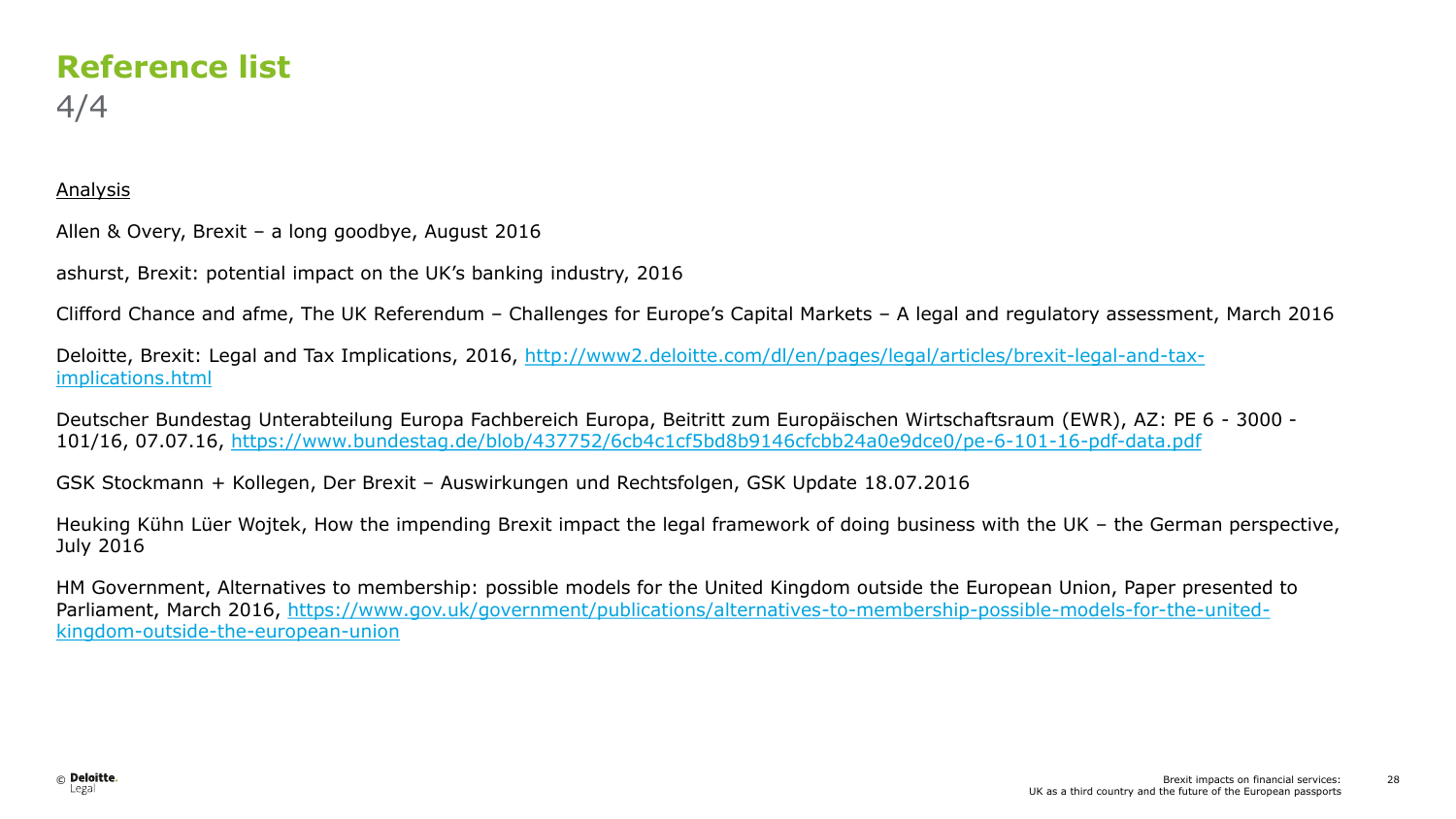# Reference list

4/4

Analysis

Allen & Overy, Brexit – a long goodbye, August 2016

ashurst, Brexit: potential impact on the UK's banking industry, 2016

Clifford Chance and afme, The UK Referendum – Challenges for Europe's Capital Markets – A legal and regulatory assessment, March 2016

Deloitte, Brexit: Legal and Tax Implications, 2016, http://www2.deloitte.com/dl/en/pages/legal/articles/brexit-legal-and-tax-implications.html

Deutscher Bundestag Unterabteilung Europa Fachbereich Europa, Beitritt zum Europäischen Wirtschaftsraum (EWR), AZ: PE 6 - 3000 - 101/16, 07.07.16, https://www.bundestag.de/blob/437752/6cb4c1cf5bd8b9146cfcbb24a0e9dce0/pe-6-101-16-pdf-data.pdf

GSK Stockmann + Kollegen, Der Brexit – Auswirkungen und Rechtsfolgen, GSK Update 18.07.2016

Heuking Kühn Lüer Wojtek, How the impending Brexit impact the legal framework of doing business with the UK – the German perspective, July 2016

HM Government, Alternatives to membership: possible models for the United Kingdom outside the European Union, Paper presented to Parliament, March 2016, https://www.gov.uk/government/publications/alternatives-to-membership-possible-models-for-the-united-kingdom-outside-the-european-union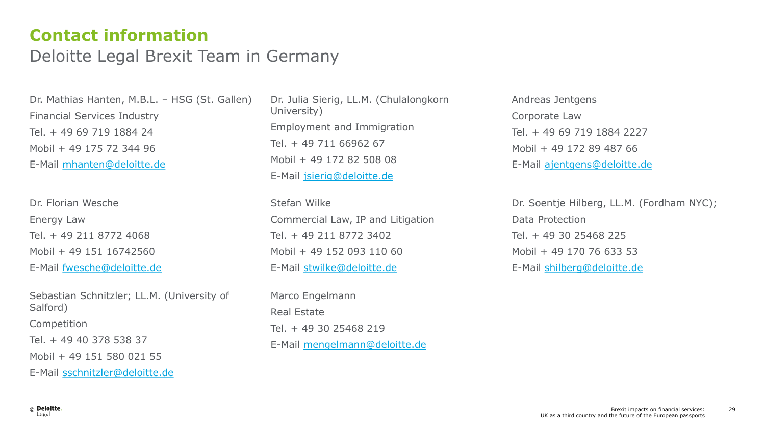# Contact information

## Deloitte Legal Brexit Team in Germany

Dr. Mathias Hanten, M.B.L. – HSG (St. Gallen)
Financial Services Industry
Tel. + 49 69 719 1884 24
Mobil + 49 175 72 344 96
E-Mail mhanten@deloitte.de

Dr. Florian Wesche
Energy Law
Tel. + 49 211 8772 4068
Mobil + 49 151 16742560
E-Mail fwesche@deloitte.de

Sebastian Schnitzler; LL.M. (University of Salford)
Competition
Tel. + 49 40 378 538 37
Mobil + 49 151 580 021 55
E-Mail sschnitzler@deloitte.de

Dr. Julia Sierig, LL.M. (Chulalongkorn University)
Employment and Immigration
Tel. + 49 711 66962 67
Mobil + 49 172 82 508 08
E-Mail jsierig@deloitte.de

Stefan Wilke
Commercial Law, IP and Litigation
Tel. + 49 211 8772 3402
Mobil + 49 152 093 110 60
E-Mail stwilke@deloitte.de

Marco Engelmann
Real Estate
Tel. + 49 30 25468 219
E-Mail mengelmann@deloitte.de

Andreas Jentgens
Corporate Law
Tel. + 49 69 719 1884 2227
Mobil + 49 172 89 487 66
E-Mail ajentgens@deloitte.de

Dr. Soentje Hilberg, LL.M. (Fordham NYC);
Data Protection
Tel. + 49 30 25468 225
Mobil + 49 170 76 633 53
E-Mail shilberg@deloitte.de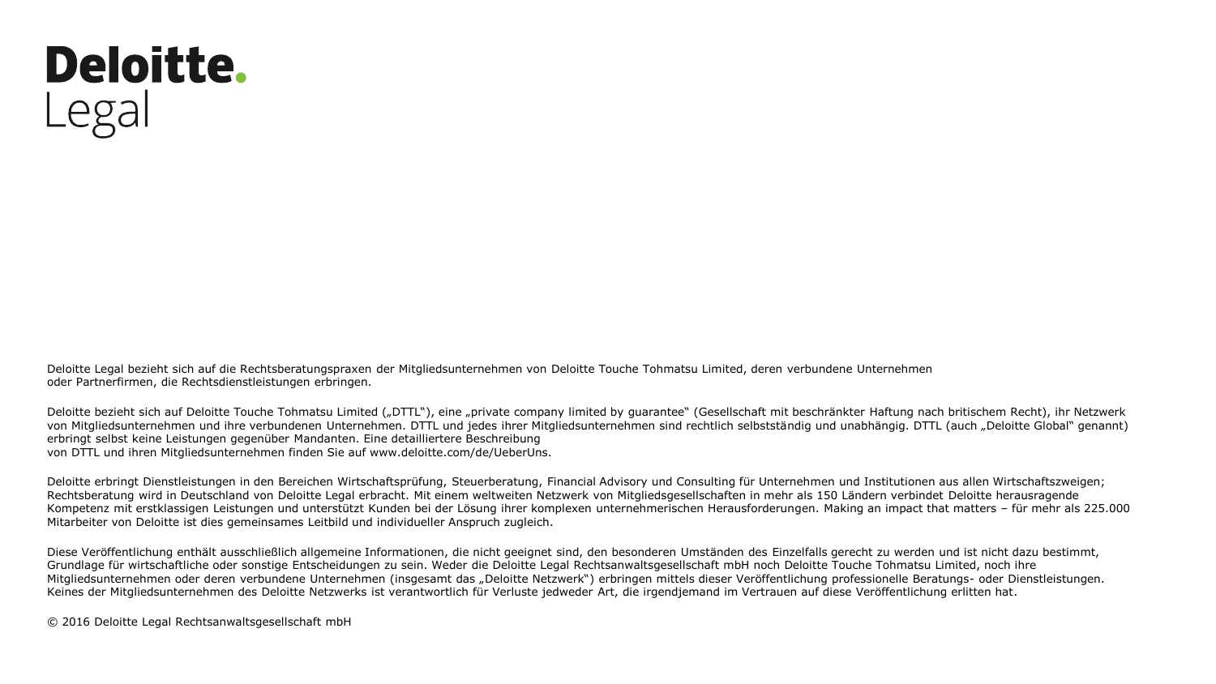Deloitte.
Legal

Deloitte Legal bezieht sich auf die Rechtsberatungspraxen der Mitgliedsunternehmen von Deloitte Touche Tohmatsu Limited, deren verbundene Unternehmen oder Partnerfirmen, die Rechtsdienstleistungen erbringen.

Deloitte bezieht sich auf Deloitte Touche Tohmatsu Limited („DTTL“), eine „private company limited by guarantee“ (Gesellschaft mit beschränkter Haftung nach britischem Recht), ihr Netzwerk von Mitgliedsunternehmen und ihre verbundenen Unternehmen. DTTL und jedes ihrer Mitgliedsunternehmen sind rechtlich selbstständig und unabhängig. DTTL (auch „Deloitte Global“ genannt) erbringt selbst keine Leistungen gegenüber Mandanten. Eine detailliertere Beschreibung von DTTL und ihren Mitgliedsunternehmen finden Sie auf www.deloitte.com/de/UeberUns.

Deloitte erbringt Dienstleistungen in den Bereichen Wirtschaftsprüfung, Steuerberatung, Financial Advisory und Consulting für Unternehmen und Institutionen aus allen Wirtschaftszweigen; Rechtsberatung wird in Deutschland von Deloitte Legal erbracht. Mit einem weltweiten Netzwerk von Mitgliedsgesellschaften in mehr als 150 Ländern verbindet Deloitte herausragende Kompetenz mit erstklassigen Leistungen und unterstützt Kunden bei der Lösung ihrer komplexen unternehmerischen Herausforderungen. Making an impact that matters – für mehr als 225.000 Mitarbeiter von Deloitte ist dies gemeinsames Leitbild und individueller Anspruch zugleich.

Diese Veröffentlichung enthält ausschließlich allgemeine Informationen, die nicht geeignet sind, den besonderen Umständen des Einzelfalls gerecht zu werden und ist nicht dazu bestimmt, Grundlage für wirtschaftliche oder sonstige Entscheidungen zu sein. Weder die Deloitte Legal Rechtsanwaltsgesellschaft mbH noch Deloitte Touche Tohmatsu Limited, noch ihre Mitgliedsunternehmen oder deren verbundene Unternehmen (insgesamt das „Deloitte Netzwerk“) erbringen mittels dieser Veröffentlichung professionelle Beratungs- oder Dienstleistungen. Keines der Mitgliedsunternehmen des Deloitte Netzwerks ist verantwortlich für Verluste jedweder Art, die irgendjemand im Vertrauen auf diese Veröffentlichung erlitten hat.

© 2016 Deloitte Legal Rechtsanwaltsgesellschaft mbH